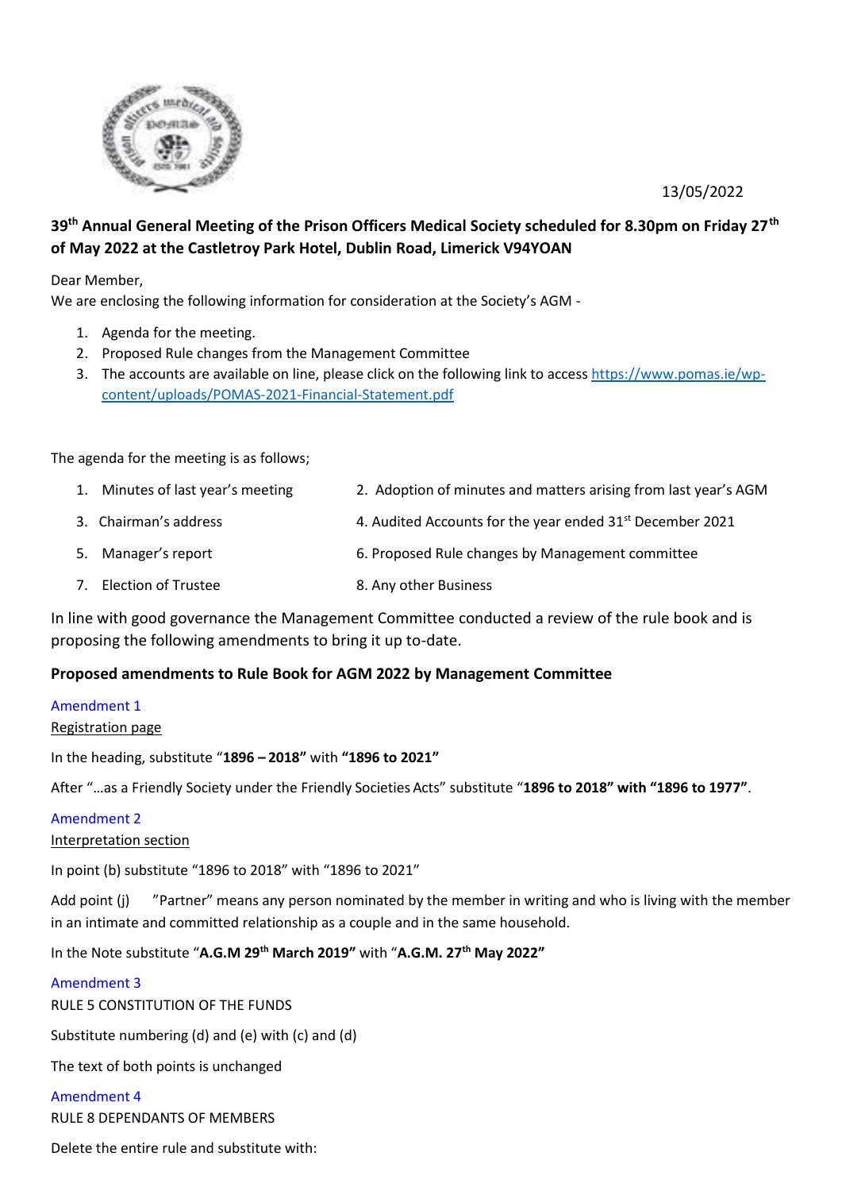13/05/2022

**39th Annual General Meeting of the Prison Officers Medical Society scheduled for 8.30pm on Friday 27th of May 2022 at the Castletroy Park Hotel, Dublin Road, Limerick V94YOAN**

Dear Member,
We are enclosing the following information for consideration at the Society's AGM -

1. Agenda for the meeting.
2. Proposed Rule changes from the Management Committee
3. The accounts are available on line, please click on the following link to access [https://www.pomas.ie/wp-content/uploads/POMAS-2021-Financial-Statement.pdf](https://www.pomas.ie/wp-content/uploads/POMAS-2021-Financial-Statement.pdf)

The agenda for the meeting is as follows;

1. Minutes of last year's meeting
2. Adoption of minutes and matters arising from last year's AGM
3. Chairman's address
4. Audited Accounts for the year ended 31st December 2021
5. Manager's report
6. Proposed Rule changes by Management committee
7. Election of Trustee
8. Any other Business

In line with good governance the Management Committee conducted a review of the rule book and is proposing the following amendments to bring it up to-date.

**Proposed amendments to Rule Book for AGM 2022 by Management Committee**

Amendment 1

Registration page

In the heading, substitute "**1896 – 2018"** with **"1896 to 2021"**

After "…as a Friendly Society under the Friendly Societies Acts" substitute "**1896 to 2018" with "1896 to 1977"**.

Amendment 2

Interpretation section

In point (b) substitute "1896 to 2018" with "1896 to 2021"

Add point (j) "Partner" means any person nominated by the member in writing and who is living with the member in an intimate and committed relationship as a couple and in the same household.

In the Note substitute "**A.G.M 29th March 2019"** with "**A.G.M. 27th May 2022"**

Amendment 3

RULE 5 CONSTITUTION OF THE FUNDS

Substitute numbering (d) and (e) with (c) and (d)

The text of both points is unchanged

Amendment 4

RULE 8 DEPENDANTS OF MEMBERS

Delete the entire rule and substitute with: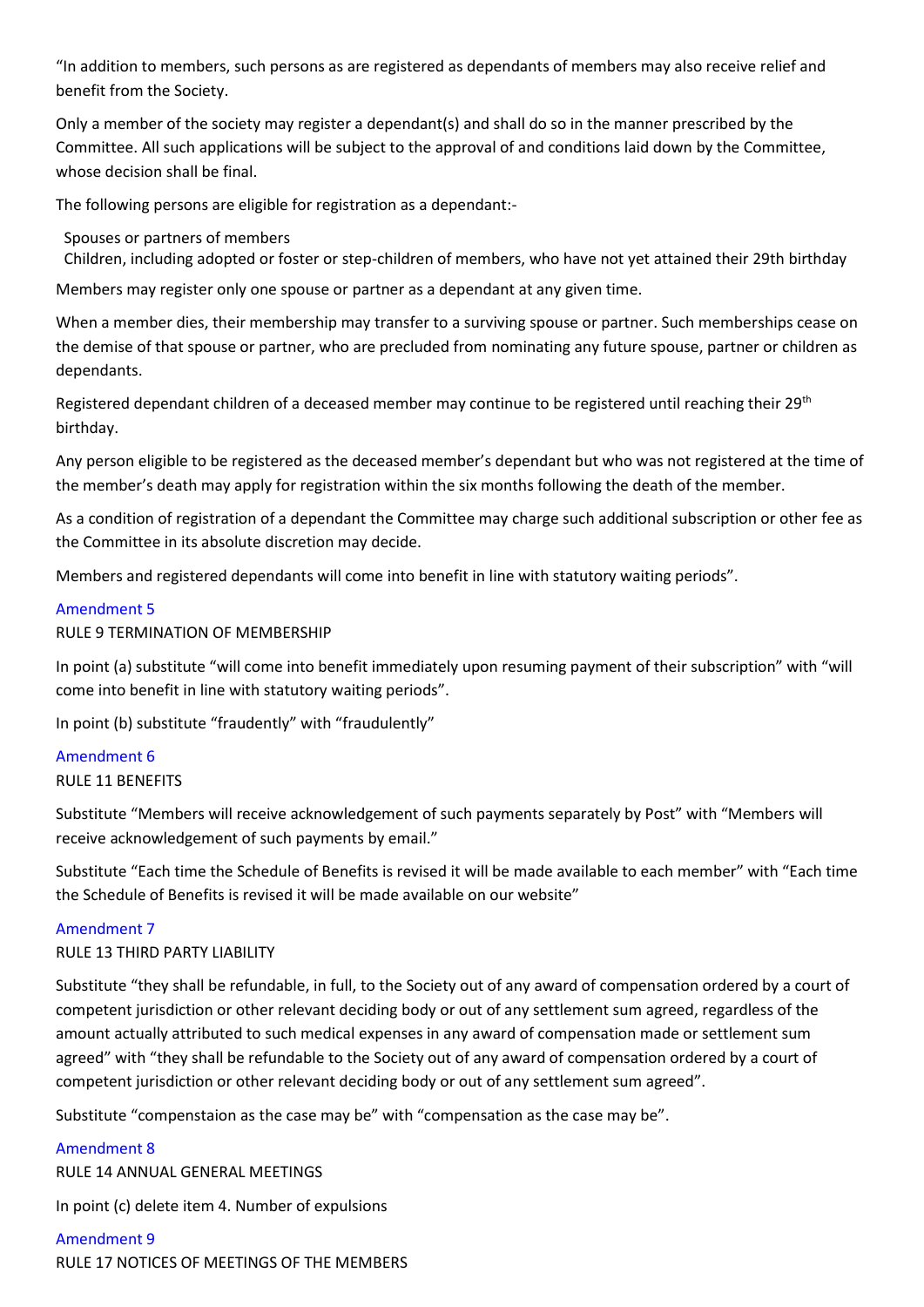"In addition to members, such persons as are registered as dependants of members may also receive relief and benefit from the Society.

Only a member of the society may register a dependant(s) and shall do so in the manner prescribed by the Committee. All such applications will be subject to the approval of and conditions laid down by the Committee, whose decision shall be final.

The following persons are eligible for registration as a dependant:-

- Spouses or partners of members
- Children, including adopted or foster or step-children of members, who have not yet attained their 29th birthday

Members may register only one spouse or partner as a dependant at any given time.

When a member dies, their membership may transfer to a surviving spouse or partner. Such memberships cease on the demise of that spouse or partner, who are precluded from nominating any future spouse, partner or children as dependants.

Registered dependant children of a deceased member may continue to be registered until reaching their 29th birthday.

Any person eligible to be registered as the deceased member's dependant but who was not registered at the time of the member's death may apply for registration within the six months following the death of the member.

As a condition of registration of a dependant the Committee may charge such additional subscription or other fee as the Committee in its absolute discretion may decide.

Members and registered dependants will come into benefit in line with statutory waiting periods".

### Amendment 5

RULE 9 TERMINATION OF MEMBERSHIP

In point (a) substitute "will come into benefit immediately upon resuming payment of their subscription" with "will come into benefit in line with statutory waiting periods".

In point (b) substitute "fraudently" with "fraudulently"

### Amendment 6

RULE 11 BENEFITS

Substitute "Members will receive acknowledgement of such payments separately by Post" with "Members will receive acknowledgement of such payments by email."

Substitute "Each time the Schedule of Benefits is revised it will be made available to each member" with "Each time the Schedule of Benefits is revised it will be made available on our website"

### Amendment 7

RULE 13 THIRD PARTY LIABILITY

Substitute "they shall be refundable, in full, to the Society out of any award of compensation ordered by a court of competent jurisdiction or other relevant deciding body or out of any settlement sum agreed, regardless of the amount actually attributed to such medical expenses in any award of compensation made or settlement sum agreed" with "they shall be refundable to the Society out of any award of compensation ordered by a court of competent jurisdiction or other relevant deciding body or out of any settlement sum agreed".

Substitute "compenstaion as the case may be" with "compensation as the case may be".

### Amendment 8

RULE 14 ANNUAL GENERAL MEETINGS

In point (c) delete item 4. Number of expulsions

### Amendment 9

RULE 17 NOTICES OF MEETINGS OF THE MEMBERS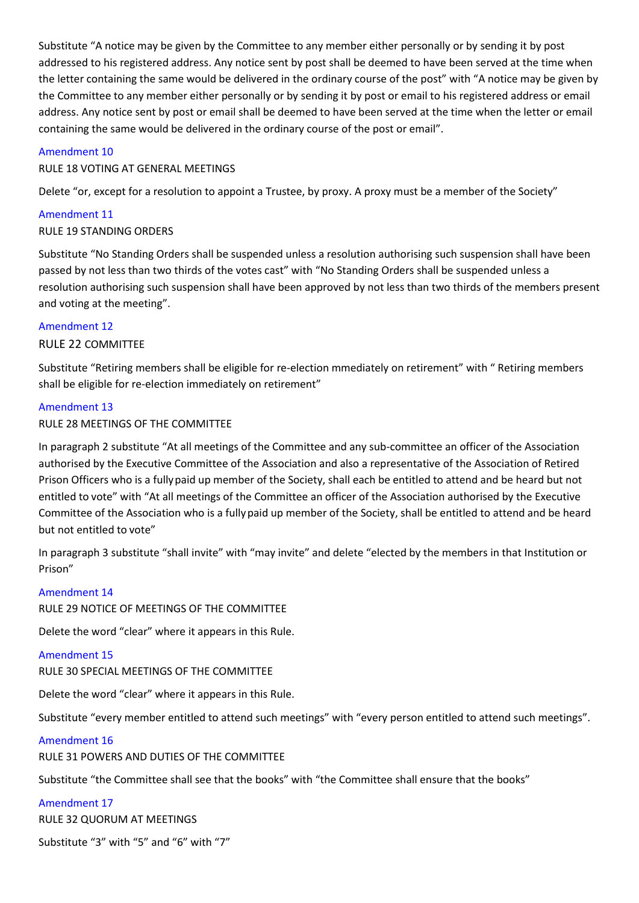Substitute “A notice may be given by the Committee to any member either personally or by sending it by post addressed to his registered address. Any notice sent by post shall be deemed to have been served at the time when the letter containing the same would be delivered in the ordinary course of the post” with “A notice may be given by the Committee to any member either personally or by sending it by post or email to his registered address or email address. Any notice sent by post or email shall be deemed to have been served at the time when the letter or email containing the same would be delivered in the ordinary course of the post or email”.

### Amendment 10

RULE 18 VOTING AT GENERAL MEETINGS

Delete “or, except for a resolution to appoint a Trustee, by proxy. A proxy must be a member of the Society”

### Amendment 11

RULE 19 STANDING ORDERS

Substitute “No Standing Orders shall be suspended unless a resolution authorising such suspension shall have been passed by not less than two thirds of the votes cast” with “No Standing Orders shall be suspended unless a resolution authorising such suspension shall have been approved by not less than two thirds of the members present and voting at the meeting”.

### Amendment 12

RULE 22 COMMITTEE

Substitute “Retiring members shall be eligible for re-election mmediately on retirement” with “ Retiring members shall be eligible for re-election immediately on retirement”

### Amendment 13

RULE 28 MEETINGS OF THE COMMITTEE

In paragraph 2 substitute “At all meetings of the Committee and any sub-committee an officer of the Association authorised by the Executive Committee of the Association and also a representative of the Association of Retired Prison Officers who is a fully paid up member of the Society, shall each be entitled to attend and be heard but not entitled to vote” with “At all meetings of the Committee an officer of the Association authorised by the Executive Committee of the Association who is a fully paid up member of the Society, shall be entitled to attend and be heard but not entitled to vote”

In paragraph 3 substitute “shall invite” with “may invite” and delete “elected by the members in that Institution or Prison”

### Amendment 14

RULE 29 NOTICE OF MEETINGS OF THE COMMITTEE

Delete the word “clear” where it appears in this Rule.

### Amendment 15

RULE 30 SPECIAL MEETINGS OF THE COMMITTEE

Delete the word “clear” where it appears in this Rule.

Substitute “every member entitled to attend such meetings” with “every person entitled to attend such meetings”.

### Amendment 16

RULE 31 POWERS AND DUTIES OF THE COMMITTEE

Substitute “the Committee shall see that the books” with “the Committee shall ensure that the books”

### Amendment 17

RULE 32 QUORUM AT MEETINGS

Substitute “3” with “5” and “6” with “7”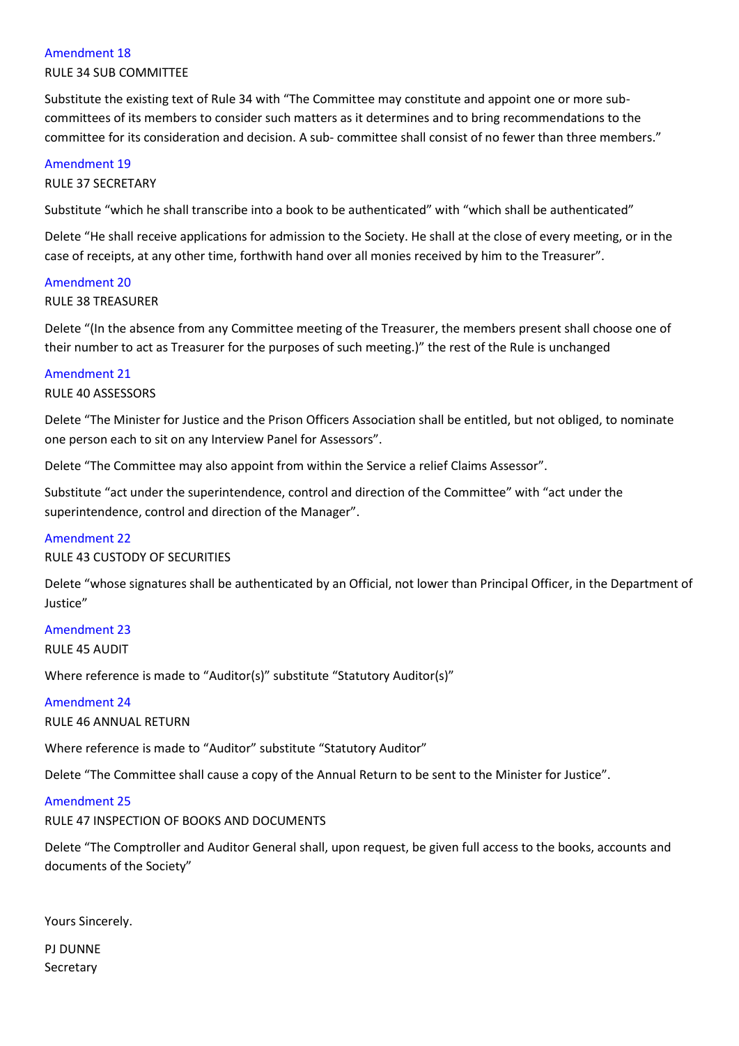Amendment 18

RULE 34 SUB COMMITTEE

Substitute the existing text of Rule 34 with “The Committee may constitute and appoint one or more sub-committees of its members to consider such matters as it determines and to bring recommendations to the committee for its consideration and decision. A sub- committee shall consist of no fewer than three members.”

Amendment 19

RULE 37 SECRETARY

Substitute “which he shall transcribe into a book to be authenticated” with “which shall be authenticated”

Delete “He shall receive applications for admission to the Society. He shall at the close of every meeting, or in the case of receipts, at any other time, forthwith hand over all monies received by him to the Treasurer”.

Amendment 20

RULE 38 TREASURER

Delete “(In the absence from any Committee meeting of the Treasurer, the members present shall choose one of their number to act as Treasurer for the purposes of such meeting.)” the rest of the Rule is unchanged

Amendment 21

RULE 40 ASSESSORS

Delete “The Minister for Justice and the Prison Officers Association shall be entitled, but not obliged, to nominate one person each to sit on any Interview Panel for Assessors”.

Delete “The Committee may also appoint from within the Service a relief Claims Assessor”.

Substitute “act under the superintendence, control and direction of the Committee” with “act under the superintendence, control and direction of the Manager”.

Amendment 22

RULE 43 CUSTODY OF SECURITIES

Delete “whose signatures shall be authenticated by an Official, not lower than Principal Officer, in the Department of Justice”

Amendment 23

RULE 45 AUDIT

Where reference is made to “Auditor(s)” substitute “Statutory Auditor(s)”

Amendment 24

RULE 46 ANNUAL RETURN

Where reference is made to “Auditor” substitute “Statutory Auditor”

Delete “The Committee shall cause a copy of the Annual Return to be sent to the Minister for Justice”.

Amendment 25

RULE 47 INSPECTION OF BOOKS AND DOCUMENTS

Delete “The Comptroller and Auditor General shall, upon request, be given full access to the books, accounts and documents of the Society”

Yours Sincerely.

PJ DUNNE
Secretary